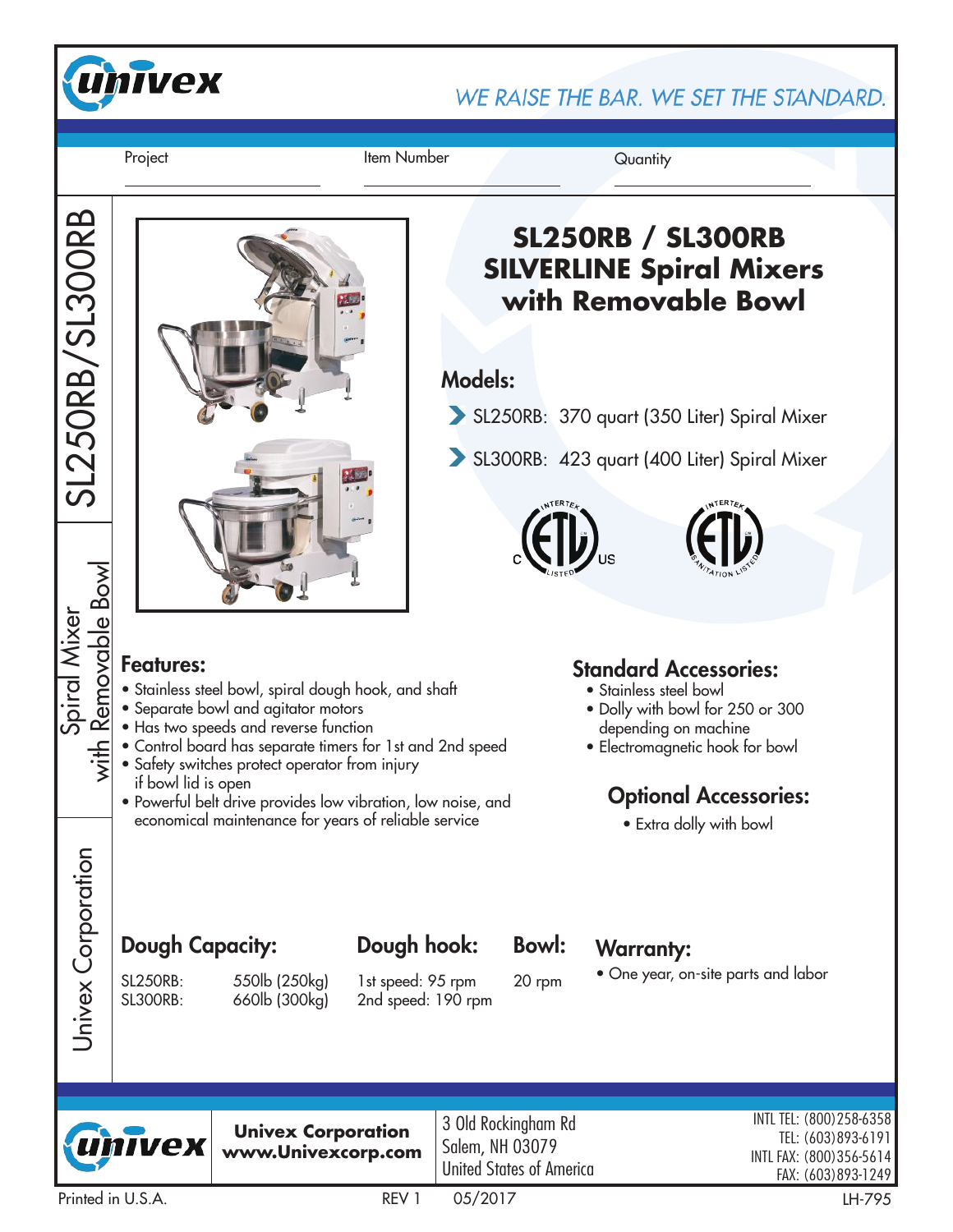**univex**

*WE RAISE THE BAR. WE SET THE STANDARD.*

Project ____________ Item Number ____________ Quantity ____________

SL250RB/SL300RB

Spiral Mixer with Removable Bowl

Univex Corporation

# SL250RB / SL300RB SILVERLINE Spiral Mixers with Removable Bowl

## Models:

- SL250RB: 370 quart (350 Liter) Spiral Mixer
- SL300RB: 423 quart (400 Liter) Spiral Mixer

## Features:

- Stainless steel bowl, spiral dough hook, and shaft
- Separate bowl and agitator motors
- Has two speeds and reverse function
- Control board has separate timers for 1st and 2nd speed
- Safety switches protect operator from injury if bowl lid is open
- Powerful belt drive provides low vibration, low noise, and economical maintenance for years of reliable service

## Standard Accessories:

- Stainless steel bowl
- Dolly with bowl for 250 or 300 depending on machine
- Electromagnetic hook for bowl

## Optional Accessories:

- Extra dolly with bowl

## Dough Capacity:

| | |
|---|---|
| SL250RB: | 550lb (250kg) |
| SL300RB: | 660lb (300kg) |

## Dough hook:

1st speed: 95 rpm
2nd speed: 190 rpm

## Bowl:

20 rpm

## Warranty:

- One year, on-site parts and labor

**Univex Corporation**
**www.Univexcorp.com**

3 Old Rockingham Rd
Salem, NH 03079
United States of America

INTL TEL: (800)258-6358
TEL: (603)893-6191
INTL FAX: (800)356-5614
FAX: (603)893-1249

Printed in U.S.A. REV 1 05/2017 LH-795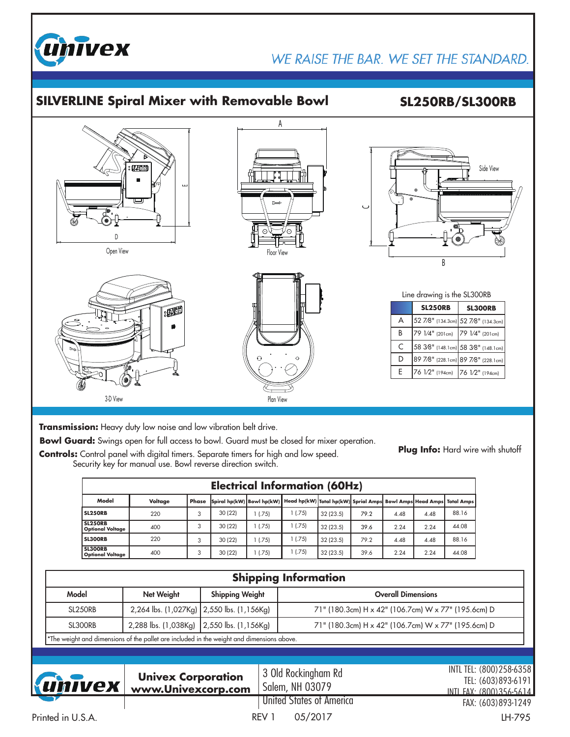# SILVERLINE Spiral Mixer with Removable Bowl

## SL250RB/SL300RB

WE RAISE THE BAR. WE SET THE STANDARD.

Open View

Floor View

Side View

3-D View

Plan View

Line drawing is the SL300RB

| | SL250RB | SL300RB |
|---|---|---|
| A | 52 7⁄8" (134.3cm) | 52 7⁄8" (134.3cm) |
| B | 79 1⁄4" (201cm) | 79 1⁄4" (201cm) |
| C | 58 3⁄8" (148.1cm) | 58 3⁄8" (148.1cm) |
| D | 89 7⁄8" (228.1cm) | 89 7⁄8" (228.1cm) |
| E | 76 1⁄2" (194cm) | 76 1⁄2" (194cm) |

**Transmission:** Heavy duty low noise and low vibration belt drive.

**Bowl Guard:** Swings open for full access to bowl. Guard must be closed for mixer operation.

**Controls:** Control panel with digital timers. Separate timers for high and low speed. Security key for manual use. Bowl reverse direction switch.

**Plug Info:** Hard wire with shutoff

### Electrical Information (60Hz)

| Model | Voltage | Phase | Spiral hp(kW) | Bowl hp(kW) | Head hp(kW) | Total hp(kW) | Sprial Amps | Bowl Amps | Head Amps | Total Amps |
|---|---|---|---|---|---|---|---|---|---|---|
| **SL250RB** | 220 | 3 | 30 (22) | 1 (.75) | 1 (.75) | 32 (23.5) | 79.2 | 4.48 | 4.48 | 88.16 |
| **SL250RB Optional Voltage** | 400 | 3 | 30 (22) | 1 (.75) | 1 (.75) | 32 (23.5) | 39.6 | 2.24 | 2.24 | 44.08 |
| **SL300RB** | 220 | 3 | 30 (22) | 1 (.75) | 1 (.75) | 32 (23.5) | 79.2 | 4.48 | 4.48 | 88.16 |
| **SL300RB Optional Voltage** | 400 | 3 | 30 (22) | 1 (.75) | 1 (.75) | 32 (23.5) | 39.6 | 2.24 | 2.24 | 44.08 |

### Shipping Information

| Model | Net Weight | Shipping Weight | Overall Dimensions |
|---|---|---|---|
| SL250RB | 2,264 lbs. (1,027Kg) | 2,550 lbs. (1,156Kg) | 71" (180.3cm) H x 42" (106.7cm) W x 77" (195.6cm) D |
| SL300RB | 2,288 lbs. (1,038Kg) | 2,550 lbs. (1,156Kg) | 71" (180.3cm) H x 42" (106.7cm) W x 77" (195.6cm) D |

*The weight and dimensions of the pallet are included in the weight and dimensions above.

**Univex Corporation**
**www.Univexcorp.com**

3 Old Rockingham Rd
Salem, NH 03079
United States of America

INTL TEL: (800)258-6358
TEL: (603)893-6191
INTL FAX: (800)356-5614
FAX: (603)893-1249

Printed in U.S.A. REV 1 05/2017 LH-795